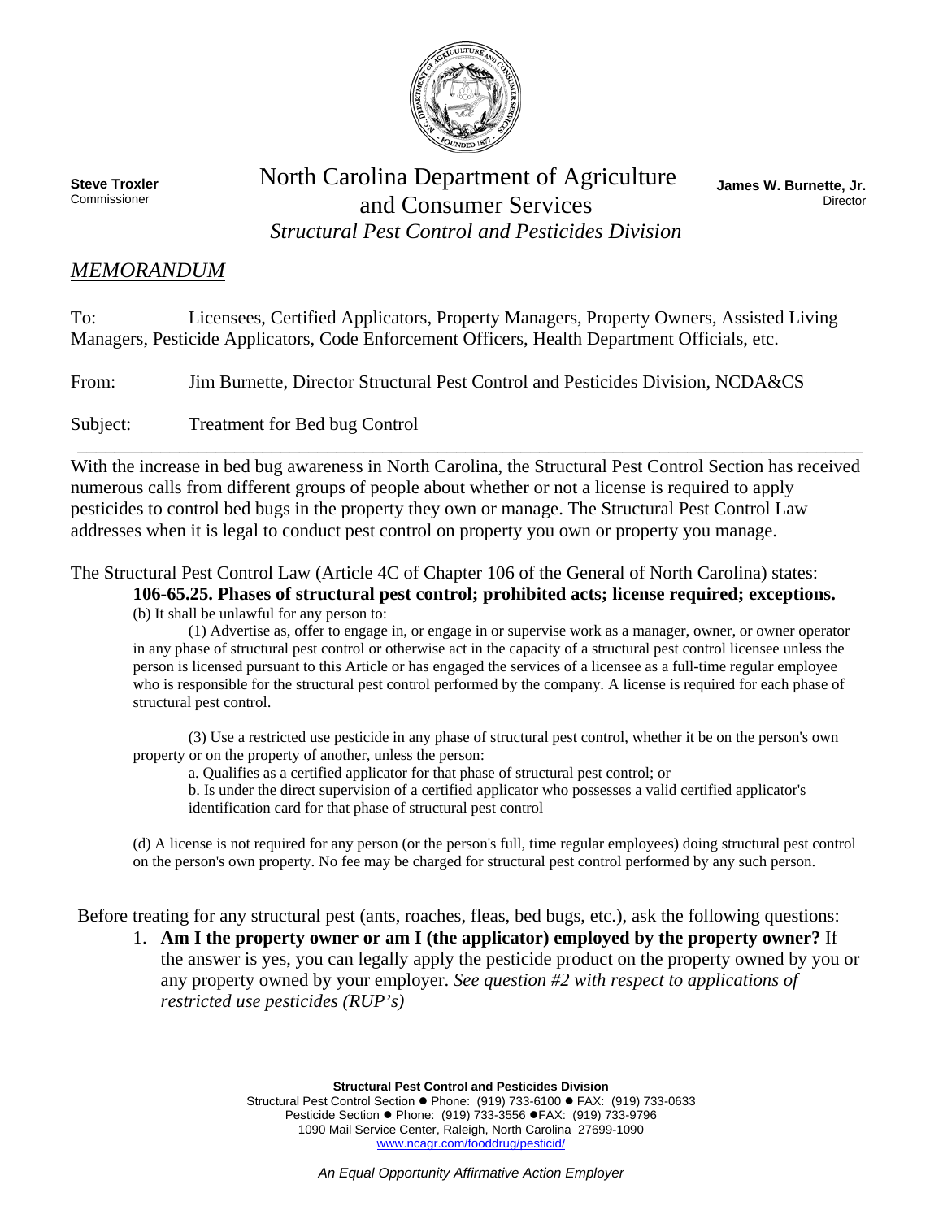Steve Troxler
Commissioner

# North Carolina Department of Agriculture and Consumer Services

*Structural Pest Control and Pesticides Division*

James W. Burnette, Jr.
Director

## *MEMORANDUM*

To: Licensees, Certified Applicators, Property Managers, Property Owners, Assisted Living Managers, Pesticide Applicators, Code Enforcement Officers, Health Department Officials, etc.

From: Jim Burnette, Director Structural Pest Control and Pesticides Division, NCDA&CS

Subject: Treatment for Bed bug Control

---

With the increase in bed bug awareness in North Carolina, the Structural Pest Control Section has received numerous calls from different groups of people about whether or not a license is required to apply pesticides to control bed bugs in the property they own or manage. The Structural Pest Control Law addresses when it is legal to conduct pest control on property you own or property you manage.

The Structural Pest Control Law (Article 4C of Chapter 106 of the General of North Carolina) states:

> **106-65.25. Phases of structural pest control; prohibited acts; license required; exceptions.**
>
> (b) It shall be unlawful for any person to:
>
> (1) Advertise as, offer to engage in, or engage in or supervise work as a manager, owner, or owner operator in any phase of structural pest control or otherwise act in the capacity of a structural pest control licensee unless the person is licensed pursuant to this Article or has engaged the services of a licensee as a full-time regular employee who is responsible for the structural pest control performed by the company. A license is required for each phase of structural pest control.
>
> (3) Use a restricted use pesticide in any phase of structural pest control, whether it be on the person's own property or on the property of another, unless the person:
>
> a. Qualifies as a certified applicator for that phase of structural pest control; or
>
> b. Is under the direct supervision of a certified applicator who possesses a valid certified applicator's identification card for that phase of structural pest control
>
> (d) A license is not required for any person (or the person's full, time regular employees) doing structural pest control on the person's own property. No fee may be charged for structural pest control performed by any such person.

Before treating for any structural pest (ants, roaches, fleas, bed bugs, etc.), ask the following questions:

1. **Am I the property owner or am I (the applicator) employed by the property owner?** If the answer is yes, you can legally apply the pesticide product on the property owned by you or any property owned by your employer. *See question #2 with respect to applications of restricted use pesticides (RUP's)*

**Structural Pest Control and Pesticides Division**
Structural Pest Control Section ● Phone: (919) 733-6100 ● FAX: (919) 733-0633
Pesticide Section ● Phone: (919) 733-3556 ●FAX: (919) 733-9796
1090 Mail Service Center, Raleigh, North Carolina 27699-1090
www.ncagr.com/fooddrug/pesticid/

*An Equal Opportunity Affirmative Action Employer*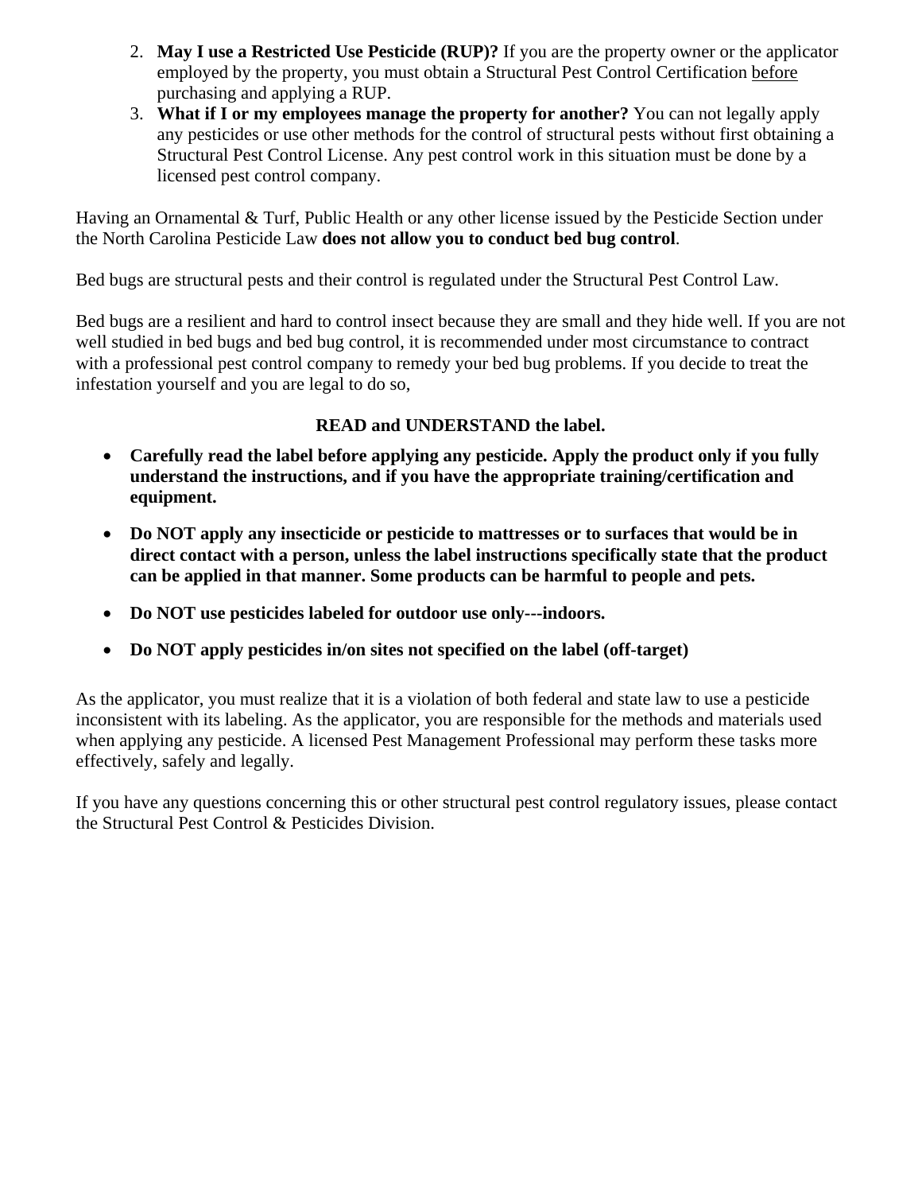2. **May I use a Restricted Use Pesticide (RUP)?** If you are the property owner or the applicator employed by the property, you must obtain a Structural Pest Control Certification <u>before</u> purchasing and applying a RUP.
3. **What if I or my employees manage the property for another?** You can not legally apply any pesticides or use other methods for the control of structural pests without first obtaining a Structural Pest Control License. Any pest control work in this situation must be done by a licensed pest control company.

Having an Ornamental & Turf, Public Health or any other license issued by the Pesticide Section under the North Carolina Pesticide Law **does not allow you to conduct bed bug control**.

Bed bugs are structural pests and their control is regulated under the Structural Pest Control Law.

Bed bugs are a resilient and hard to control insect because they are small and they hide well. If you are not well studied in bed bugs and bed bug control, it is recommended under most circumstance to contract with a professional pest control company to remedy your bed bug problems. If you decide to treat the infestation yourself and you are legal to do so,

**READ and UNDERSTAND the label.**

- **Carefully read the label before applying any pesticide. Apply the product only if you fully understand the instructions, and if you have the appropriate training/certification and equipment.**
- **Do NOT apply any insecticide or pesticide to mattresses or to surfaces that would be in direct contact with a person, unless the label instructions specifically state that the product can be applied in that manner. Some products can be harmful to people and pets.**
- **Do NOT use pesticides labeled for outdoor use only---indoors.**
- **Do NOT apply pesticides in/on sites not specified on the label (off-target)**

As the applicator, you must realize that it is a violation of both federal and state law to use a pesticide inconsistent with its labeling. As the applicator, you are responsible for the methods and materials used when applying any pesticide. A licensed Pest Management Professional may perform these tasks more effectively, safely and legally.

If you have any questions concerning this or other structural pest control regulatory issues, please contact the Structural Pest Control & Pesticides Division.